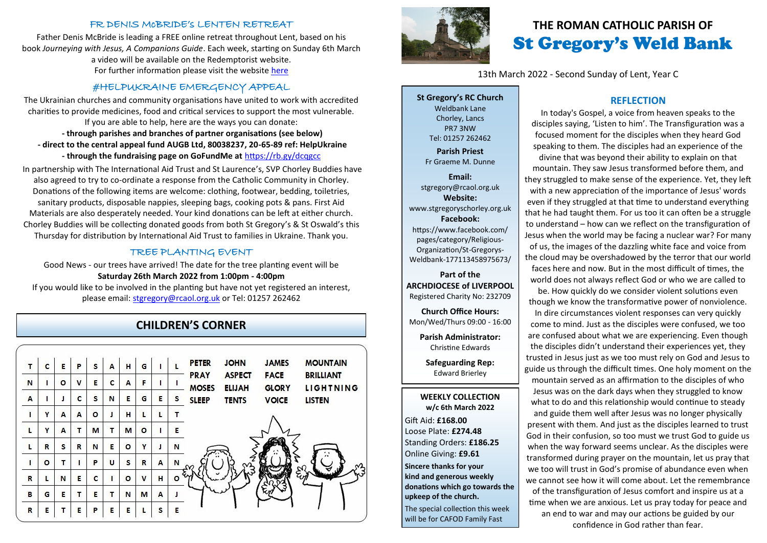# THE ROMAN CATHOLIC PARISH OF St Gregory's Weld Bank

13th March 2022 - Second Sunday of Lent, Year C

**St Gregory's RC Church**
Weldbank Lane
Chorley, Lancs
PR7 3NW
Tel: 01257 262462

**Parish Priest**
Fr Graeme M. Dunne

**Email:**
stgregory@rcaol.org.uk

**Website:**
www.stgregoryschorley.org.uk

**Facebook:**
https://www.facebook.com/pages/category/Religious-Organization/St-Gregorys-Weldbank-177113458975673/

**Part of the ARCHDIOCESE of LIVERPOOL**
Registered Charity No: 232709

**Church Office Hours:**
Mon/Wed/Thurs 09:00 - 16:00

**Parish Administrator:**
Christine Edwards

**Safeguarding Rep:**
Edward Brierley

**WEEKLY COLLECTION**
**w/c 6th March 2022**

Gift Aid: **£168.00**
Loose Plate: **£274.48**
Standing Orders: **£186.25**
Online Giving: **£9.61**

**Sincere thanks for your kind and generous weekly donations which go towards the upkeep of the church.**

The special collection this week will be for CAFOD Family Fast

## REFLECTION

In today's Gospel, a voice from heaven speaks to the disciples saying, 'Listen to him'. The Transfiguration was a focused moment for the disciples when they heard God speaking to them. The disciples had an experience of the divine that was beyond their ability to explain on that mountain. They saw Jesus transformed before them, and they struggled to make sense of the experience. Yet, they left with a new appreciation of the importance of Jesus' words even if they struggled at that time to understand everything that he had taught them. For us too it can often be a struggle to understand – how can we reflect on the transfiguration of Jesus when the world may be facing a nuclear war? For many of us, the images of the dazzling white face and voice from the cloud may be overshadowed by the terror that our world faces here and now. But in the most difficult of times, the world does not always reflect God or who we are called to be. How quickly do we consider violent solutions even though we know the transformative power of nonviolence. In dire circumstances violent responses can very quickly come to mind. Just as the disciples were confused, we too are confused about what we are experiencing. Even though the disciples didn't understand their experiences yet, they trusted in Jesus just as we too must rely on God and Jesus to guide us through the difficult times. One holy moment on the mountain served as an affirmation to the disciples of who Jesus was on the dark days when they struggled to know what to do and this relationship would continue to steady and guide them well after Jesus was no longer physically present with them. And just as the disciples learned to trust God in their confusion, so too must we trust God to guide us when the way forward seems unclear. As the disciples were transformed during prayer on the mountain, let us pray that we too will trust in God's promise of abundance even when we cannot see how it will come about. Let the remembrance of the transfiguration of Jesus comfort and inspire us at a time when we are anxious. Let us pray today for peace and an end to war and may our actions be guided by our confidence in God rather than fear.

## FR DENIS McBRIDE'S LENTEN RETREAT

Father Denis McBride is leading a FREE online retreat throughout Lent, based on his book *Journeying with Jesus, A Companions Guide*. Each week, starting on Sunday 6th March a video will be available on the Redemptorist website.
For further information please visit the website here

## #HELPUKRAINE EMERGENCY APPEAL

The Ukrainian churches and community organisations have united to work with accredited charities to provide medicines, food and critical services to support the most vulnerable. If you are able to help, here are the ways you can donate:

**- through parishes and branches of partner organisations (see below)**
**- direct to the central appeal fund AUGB Ltd, 80038237, 20-65-89 ref: HelpUkraine**
**- through the fundraising page on GoFundMe at** https://rb.gy/dcqgcc

In partnership with The International Aid Trust and St Laurence's, SVP Chorley Buddies have also agreed to try to co-ordinate a response from the Catholic Community in Chorley. Donations of the following items are welcome: clothing, footwear, bedding, toiletries, sanitary products, disposable nappies, sleeping bags, cooking pots & pans. First Aid Materials are also desperately needed. Your kind donations can be left at either church. Chorley Buddies will be collecting donated goods from both St Gregory's & St Oswald's this Thursday for distribution by International Aid Trust to families in Ukraine. Thank you.

## TREE PLANTING EVENT

Good News - our trees have arrived! The date for the tree planting event will be
**Saturday 26th March 2022 from 1:00pm - 4:00pm**
If you would like to be involved in the planting but have not yet registered an interest, please email: stgregory@rcaol.org.uk or Tel: 01257 262462

## CHILDREN'S CORNER

| T | C | E | P | S | A | H | G | I | L |
|---|---|---|---|---|---|---|---|---|---|
| N | I | O | V | E | C | A | F | I | I |
| A | I | J | C | S | N | E | G | E | S |
| I | Y | A | A | O | J | H | L | L | T |
| L | Y | A | T | M | T | M | O | I | E |
| L | R | S | R | N | E | O | Y | J | N |
| I | O | T | I | P | U | S | R | A | N |
| R | L | N | E | C | I | O | V | H | O |
| B | G | E | T | E | T | N | M | A | J |
| R | E | T | E | P | E | E | L | S | E |

PETER, JOHN, JAMES, MOUNTAIN, PRAY, ASPECT, FACE, BRILLIANT, MOSES, ELIJAH, GLORY, LIGHTNING, SLEEP, TENTS, VOICE, LISTEN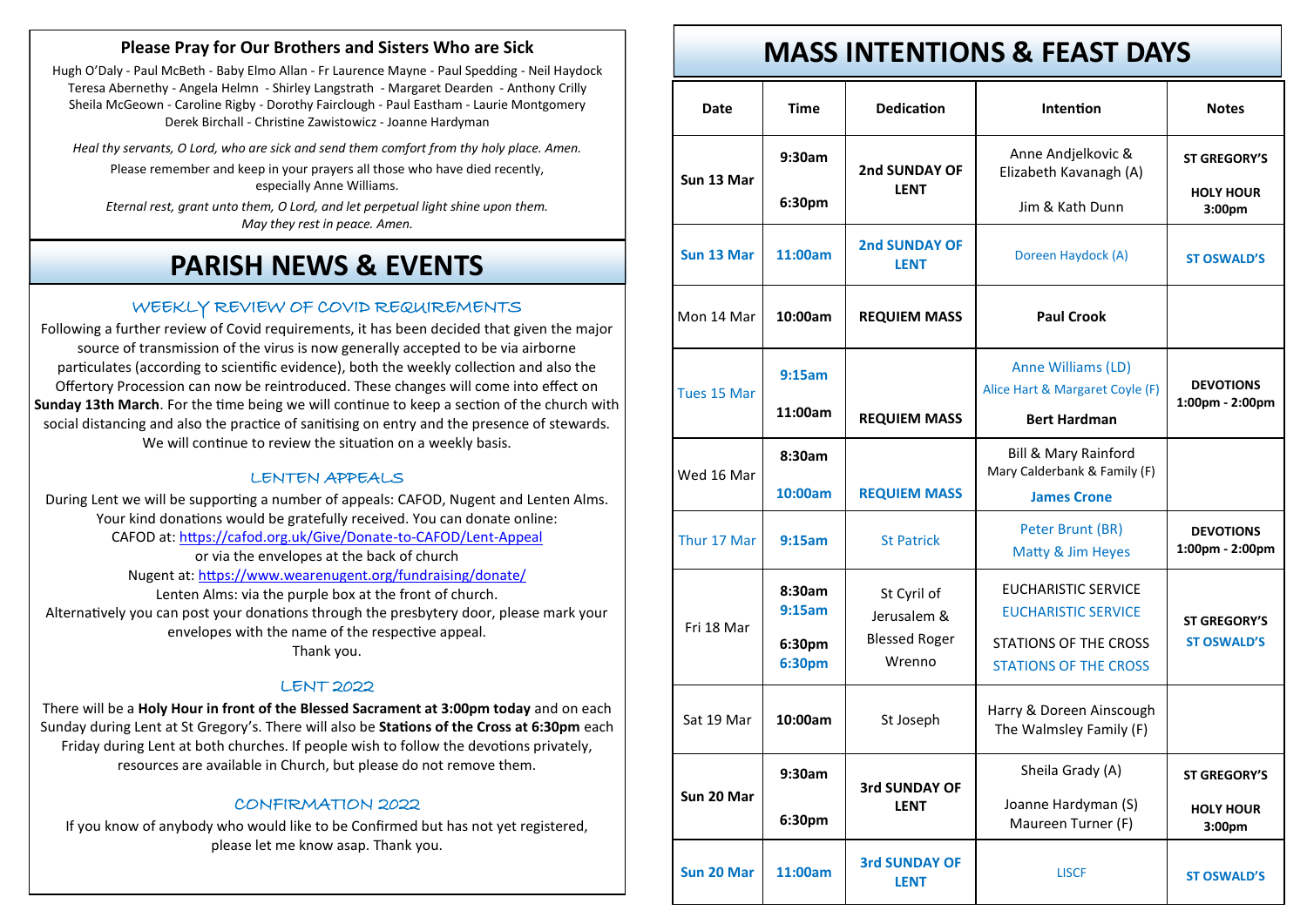### Please Pray for Our Brothers and Sisters Who are Sick

Hugh O'Daly - Paul McBeth - Baby Elmo Allan - Fr Laurence Mayne - Paul Spedding - Neil Haydock
Teresa Abernethy - Angela Helmn - Shirley Langstrath - Margaret Dearden - Anthony Crilly
Sheila McGeown - Caroline Rigby - Dorothy Fairclough - Paul Eastham - Laurie Montgomery
Derek Birchall - Christine Zawistowicz - Joanne Hardyman

*Heal thy servants, O Lord, who are sick and send them comfort from thy holy place. Amen.*

Please remember and keep in your prayers all those who have died recently, especially Anne Williams.

*Eternal rest, grant unto them, O Lord, and let perpetual light shine upon them. May they rest in peace. Amen.*

# PARISH NEWS & EVENTS

### WEEKLY REVIEW OF COVID REQUIREMENTS

Following a further review of Covid requirements, it has been decided that given the major source of transmission of the virus is now generally accepted to be via airborne particulates (according to scientific evidence), both the weekly collection and also the Offertory Procession can now be reintroduced. These changes will come into effect on **Sunday 13th March**. For the time being we will continue to keep a section of the church with social distancing and also the practice of sanitising on entry and the presence of stewards. We will continue to review the situation on a weekly basis.

### LENTEN APPEALS

During Lent we will be supporting a number of appeals: CAFOD, Nugent and Lenten Alms. Your kind donations would be gratefully received. You can donate online:
CAFOD at: https://cafod.org.uk/Give/Donate-to-CAFOD/Lent-Appeal
or via the envelopes at the back of church
Nugent at: https://www.wearenugent.org/fundraising/donate/
Lenten Alms: via the purple box at the front of church.
Alternatively you can post your donations through the presbytery door, please mark your envelopes with the name of the respective appeal.
Thank you.

### LENT 2022

There will be a **Holy Hour in front of the Blessed Sacrament at 3:00pm today** and on each Sunday during Lent at St Gregory's. There will also be **Stations of the Cross at 6:30pm** each Friday during Lent at both churches. If people wish to follow the devotions privately, resources are available in Church, but please do not remove them.

### CONFIRMATION 2022

If you know of anybody who would like to be Confirmed but has not yet registered, please let me know asap. Thank you.

# MASS INTENTIONS & FEAST DAYS

| Date | Time | Dedication | Intention | Notes |
|---|---|---|---|---|
| **Sun 13 Mar** | **9:30am**<br>**6:30pm** | **2nd SUNDAY OF LENT** | Anne Andjelkovic & Elizabeth Kavanagh (A)<br>Jim & Kath Dunn | **ST GREGORY'S**<br>**HOLY HOUR 3:00pm** |
| **Sun 13 Mar** | **11:00am** | **2nd SUNDAY OF LENT** | Doreen Haydock (A) | **ST OSWALD'S** |
| Mon 14 Mar | **10:00am** | **REQUIEM MASS** | **Paul Crook** | |
| Tues 15 Mar | **9:15am**<br>**11:00am** | **REQUIEM MASS** | Anne Williams (LD)<br>Alice Hart & Margaret Coyle (F)<br>**Bert Hardman** | **DEVOTIONS 1:00pm - 2:00pm** |
| Wed 16 Mar | **8:30am**<br>**10:00am** | **REQUIEM MASS** | Bill & Mary Rainford<br>Mary Calderbank & Family (F)<br>**James Crone** | |
| Thur 17 Mar | **9:15am** | St Patrick | Peter Brunt (BR)<br>Matty & Jim Heyes | **DEVOTIONS 1:00pm - 2:00pm** |
| Fri 18 Mar | **8:30am**<br>**9:15am**<br>**6:30pm**<br>**6:30pm** | St Cyril of Jerusalem & Blessed Roger Wrenno | EUCHARISTIC SERVICE<br>EUCHARISTIC SERVICE<br>STATIONS OF THE CROSS<br>STATIONS OF THE CROSS | **ST GREGORY'S**<br>**ST OSWALD'S** |
| Sat 19 Mar | **10:00am** | St Joseph | Harry & Doreen Ainscough<br>The Walmsley Family (F) | |
| **Sun 20 Mar** | **9:30am**<br>**6:30pm** | **3rd SUNDAY OF LENT** | Sheila Grady (A)<br>Joanne Hardyman (S)<br>Maureen Turner (F) | **ST GREGORY'S**<br>**HOLY HOUR 3:00pm** |
| **Sun 20 Mar** | **11:00am** | **3rd SUNDAY OF LENT** | LISCF | **ST OSWALD'S** |